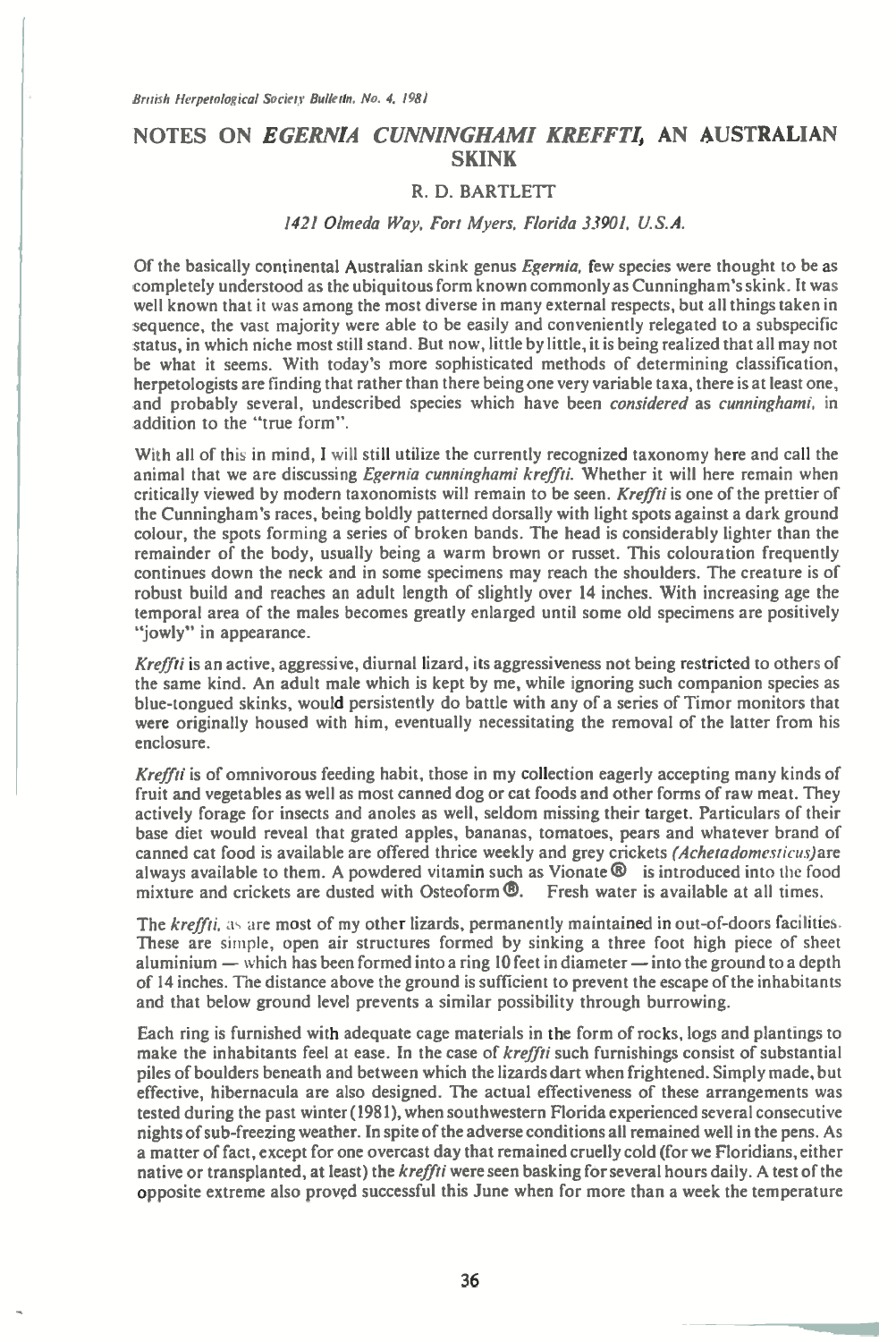# NOTES ON *EGERNIA CUNNINGHAMI KREFFTI*, AN AUSTRALIAN SKINK

R. D. BARTLETT

*1421 Olmeda Way, Fort Myers, Florida 33901, U.S.A.*

Of the basically continental Australian skink genus *Egernia*, few species were thought to be as completely understood as the ubiquitous form known commonly as Cunningham's skink. It was well known that it was among the most diverse in many external respects, but all things taken in sequence, the vast majority were able to be easily and conveniently relegated to a subspecific status, in which niche most still stand. But now, little by little, it is being realized that all may not be what it seems. With today's more sophisticated methods of determining classification, herpetologists are finding that rather than there being one very variable taxa, there is at least one, and probably several, undescribed species which have been *considered* as *cunninghami*, in addition to the "true form".

With all of this in mind, I will still utilize the currently recognized taxonomy here and call the animal that we are discussing *Egernia cunninghami kreffti*. Whether it will here remain when critically viewed by modern taxonomists will remain to be seen. *Kreffti* is one of the prettier of the Cunningham's races, being boldly patterned dorsally with light spots against a dark ground colour, the spots forming a series of broken bands. The head is considerably lighter than the remainder of the body, usually being a warm brown or russet. This colouration frequently continues down the neck and in some specimens may reach the shoulders. The creature is of robust build and reaches an adult length of slightly over 14 inches. With increasing age the temporal area of the males becomes greatly enlarged until some old specimens are positively "jowly" in appearance.

*Kreffti* is an active, aggressive, diurnal lizard, its aggressiveness not being restricted to others of the same kind. An adult male which is kept by me, while ignoring such companion species as blue-tongued skinks, would persistently do battle with any of a series of Timor monitors that were originally housed with him, eventually necessitating the removal of the latter from his enclosure.

*Kreffti* is of omnivorous feeding habit, those in my collection eagerly accepting many kinds of fruit and vegetables as well as most canned dog or cat foods and other forms of raw meat. They actively forage for insects and anoles as well, seldom missing their target. Particulars of their base diet would reveal that grated apples, bananas, tomatoes, pears and whatever brand of canned cat food is available are offered thrice weekly and grey crickets *(Acheta domesticus)* are always available to them. A powdered vitamin such as Vionate® is introduced into the food mixture and crickets are dusted with Osteoform®. Fresh water is available at all times.

The *kreffti*, as are most of my other lizards, permanently maintained in out-of-doors facilities. These are simple, open air structures formed by sinking a three foot high piece of sheet aluminium — which has been formed into a ring 10 feet in diameter — into the ground to a depth of 14 inches. The distance above the ground is sufficient to prevent the escape of the inhabitants and that below ground level prevents a similar possibility through burrowing.

Each ring is furnished with adequate cage materials in the form of rocks, logs and plantings to make the inhabitants feel at ease. In the case of *kreffti* such furnishings consist of substantial piles of boulders beneath and between which the lizards dart when frightened. Simply made, but effective, hibernacula are also designed. The actual effectiveness of these arrangements was tested during the past winter (1981), when southwestern Florida experienced several consecutive nights of sub-freezing weather. In spite of the adverse conditions all remained well in the pens. As a matter of fact, except for one overcast day that remained cruelly cold (for we Floridians, either native or transplanted, at least) the *kreffti* were seen basking for several hours daily. A test of the opposite extreme also proved successful this June when for more than a week the temperature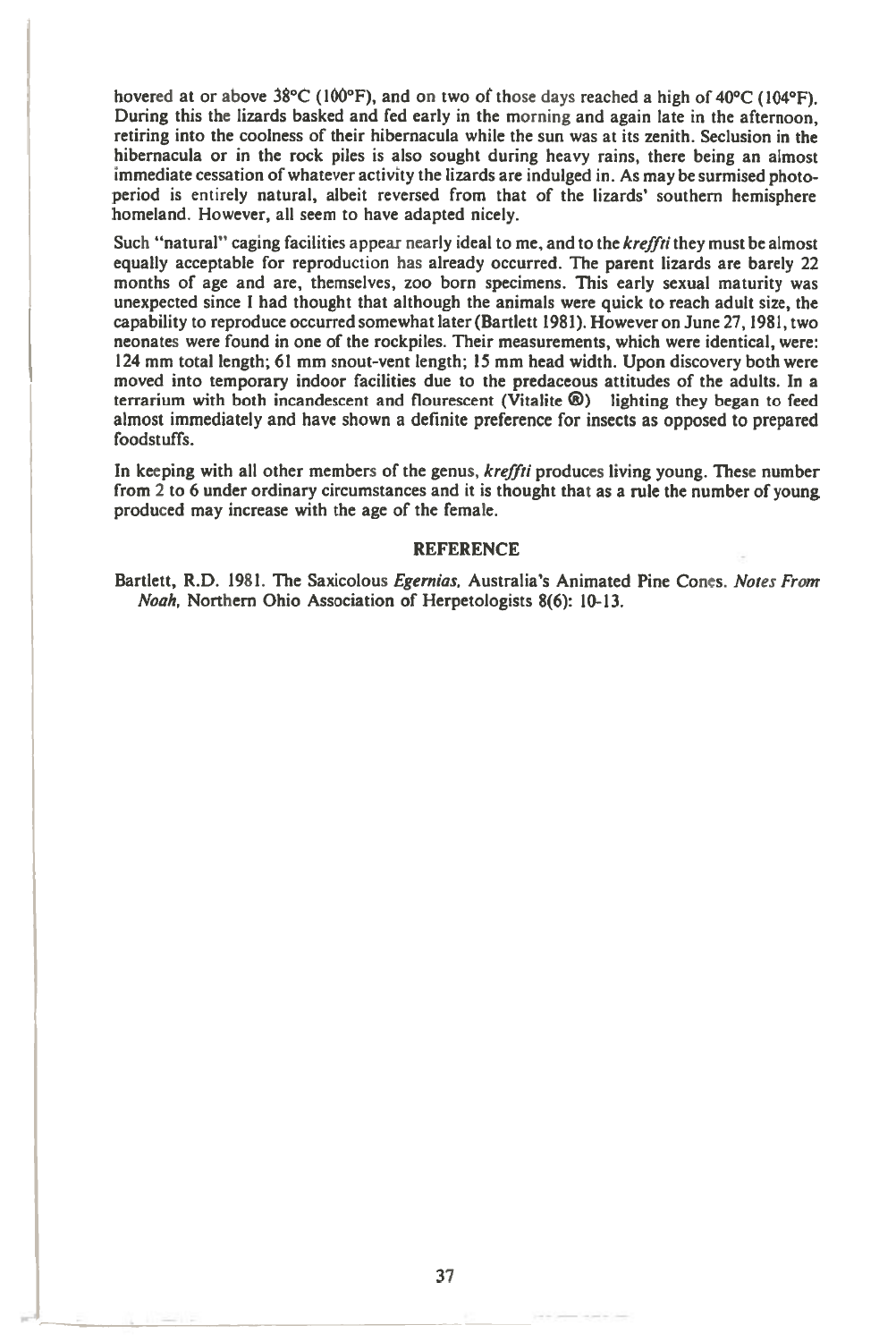hovered at or above 38°C (100°F), and on two of those days reached a high of 40°C (104°F). During this the lizards basked and fed early in the morning and again late in the afternoon, retiring into the coolness of their hibernacula while the sun was at its zenith. Seclusion in the hibernacula or in the rock piles is also sought during heavy rains, there being an almost immediate cessation of whatever activity the lizards are indulged in. As may be surmised photoperiod is entirely natural, albeit reversed from that of the lizards' southern hemisphere homeland. However, all seem to have adapted nicely.

Such "natural" caging facilities appear nearly ideal to me, and to the *kreffti* they must be almost equally acceptable for reproduction has already occurred. The parent lizards are barely 22 months of age and are, themselves, zoo born specimens. This early sexual maturity was unexpected since I had thought that although the animals were quick to reach adult size, the capability to reproduce occurred somewhat later (Bartlett 1981). However on June 27, 1981, two neonates were found in one of the rockpiles. Their measurements, which were identical, were: 124 mm total length; 61 mm snout-vent length; 15 mm head width. Upon discovery both were moved into temporary indoor facilities due to the predaceous attitudes of the adults. In a terrarium with both incandescent and flourescent (Vitalite ®) lighting they began to feed almost immediately and have shown a definite preference for insects as opposed to prepared foodstuffs.

In keeping with all other members of the genus, *kreffti* produces living young. These number from 2 to 6 under ordinary circumstances and it is thought that as a rule the number of young produced may increase with the age of the female.

## REFERENCE

Bartlett, R.D. 1981. The Saxicolous *Egernias*, Australia's Animated Pine Cones. *Notes From Noah*, Northern Ohio Association of Herpetologists 8(6): 10-13.